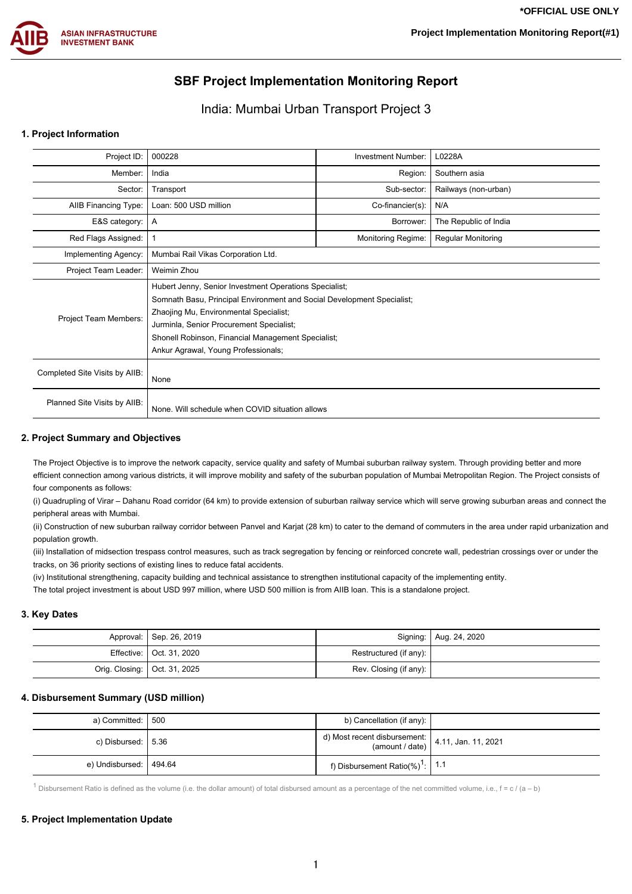*OFFICIAL USE ONLY

# SBF Project Implementation Monitoring Report

## India: Mumbai Urban Transport Project 3

### 1. Project Information

| | | | |
|---|---|---|---|
| Project ID: | 000228 | Investment Number: | L0228A |
| Member: | India | Region: | Southern asia |
| Sector: | Transport | Sub-sector: | Railways (non-urban) |
| AIIB Financing Type: | Loan: 500 USD million | Co-financier(s): | N/A |
| E&S category: | A | Borrower: | The Republic of India |
| Red Flags Assigned: | 1 | Monitoring Regime: | Regular Monitoring |
| Implementing Agency: | Mumbai Rail Vikas Corporation Ltd. | | |
| Project Team Leader: | Weimin Zhou | | |
| Project Team Members: | Hubert Jenny, Senior Investment Operations Specialist;<br>Somnath Basu, Principal Environment and Social Development Specialist;<br>Zhaojing Mu, Environmental Specialist;<br>Jurminla, Senior Procurement Specialist;<br>Shonell Robinson, Financial Management Specialist;<br>Ankur Agrawal, Young Professionals; | | |
| Completed Site Visits by AIIB: | None | | |
| Planned Site Visits by AIIB: | None. Will schedule when COVID situation allows | | |

### 2. Project Summary and Objectives

The Project Objective is to improve the network capacity, service quality and safety of Mumbai suburban railway system. Through providing better and more efficient connection among various districts, it will improve mobility and safety of the suburban population of Mumbai Metropolitan Region. The Project consists of four components as follows:

(i) Quadrupling of Virar – Dahanu Road corridor (64 km) to provide extension of suburban railway service which will serve growing suburban areas and connect the peripheral areas with Mumbai.

(ii) Construction of new suburban railway corridor between Panvel and Karjat (28 km) to cater to the demand of commuters in the area under rapid urbanization and population growth.

(iii) Installation of midsection trespass control measures, such as track segregation by fencing or reinforced concrete wall, pedestrian crossings over or under the tracks, on 36 priority sections of existing lines to reduce fatal accidents.

(iv) Institutional strengthening, capacity building and technical assistance to strengthen institutional capacity of the implementing entity.

The total project investment is about USD 997 million, where USD 500 million is from AIIB loan. This is a standalone project.

### 3. Key Dates

| | | | |
|---|---|---|---|
| Approval: | Sep. 26, 2019 | Signing: | Aug. 24, 2020 |
| Effective: | Oct. 31, 2020 | Restructured (if any): | |
| Orig. Closing: | Oct. 31, 2025 | Rev. Closing (if any): | |

### 4. Disbursement Summary (USD million)

| | | | |
|---|---|---|---|
| a) Committed: | 500 | b) Cancellation (if any): | |
| c) Disbursed: | 5.36 | d) Most recent disbursement: (amount / date) | 4.11, Jan. 11, 2021 |
| e) Undisbursed: | 494.64 | f) Disbursement Ratio(%)[1]: | 1.1 |

[1] Disbursement Ratio is defined as the volume (i.e. the dollar amount) of total disbursed amount as a percentage of the net committed volume, i.e., f = c / (a – b)

### 5. Project Implementation Update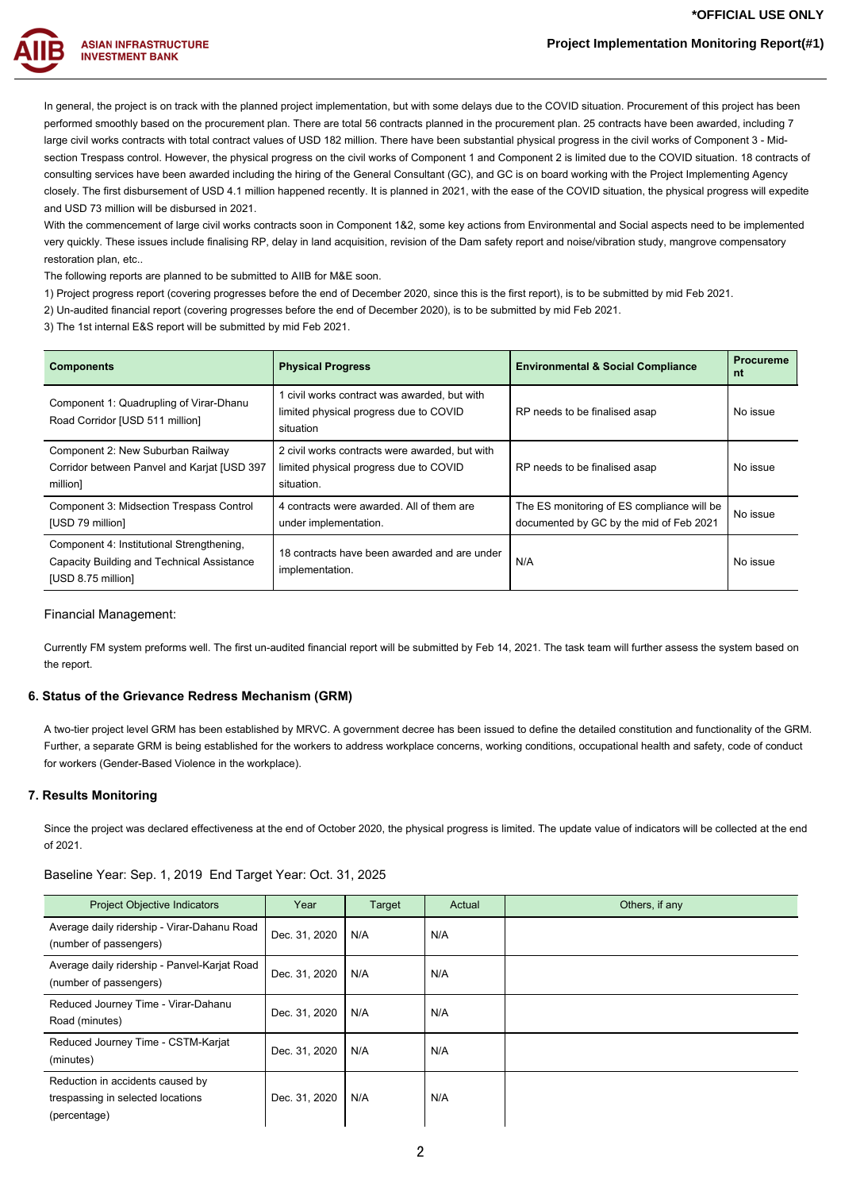In general, the project is on track with the planned project implementation, but with some delays due to the COVID situation. Procurement of this project has been performed smoothly based on the procurement plan. There are total 56 contracts planned in the procurement plan. 25 contracts have been awarded, including 7 large civil works contracts with total contract values of USD 182 million. There have been substantial physical progress in the civil works of Component 3 - Mid-section Trespass control. However, the physical progress on the civil works of Component 1 and Component 2 is limited due to the COVID situation. 18 contracts of consulting services have been awarded including the hiring of the General Consultant (GC), and GC is on board working with the Project Implementing Agency closely. The first disbursement of USD 4.1 million happened recently. It is planned in 2021, with the ease of the COVID situation, the physical progress will expedite and USD 73 million will be disbursed in 2021.

With the commencement of large civil works contracts soon in Component 1&2, some key actions from Environmental and Social aspects need to be implemented very quickly. These issues include finalising RP, delay in land acquisition, revision of the Dam safety report and noise/vibration study, mangrove compensatory restoration plan, etc..

The following reports are planned to be submitted to AIIB for M&E soon.

1) Project progress report (covering progresses before the end of December 2020, since this is the first report), is to be submitted by mid Feb 2021.

2) Un-audited financial report (covering progresses before the end of December 2020), is to be submitted by mid Feb 2021.

3) The 1st internal E&S report will be submitted by mid Feb 2021.

| Components | Physical Progress | Environmental & Social Compliance | Procurement |
|---|---|---|---|
| Component 1: Quadrupling of Virar-Dhanu Road Corridor [USD 511 million] | 1 civil works contract was awarded, but with limited physical progress due to COVID situation | RP needs to be finalised asap | No issue |
| Component 2: New Suburban Railway Corridor between Panvel and Karjat [USD 397 million] | 2 civil works contracts were awarded, but with limited physical progress due to COVID situation. | RP needs to be finalised asap | No issue |
| Component 3: Midsection Trespass Control [USD 79 million] | 4 contracts were awarded. All of them are under implementation. | The ES monitoring of ES compliance will be documented by GC by the mid of Feb 2021 | No issue |
| Component 4: Institutional Strengthening, Capacity Building and Technical Assistance [USD 8.75 million] | 18 contracts have been awarded and are under implementation. | N/A | No issue |

Financial Management:

Currently FM system preforms well. The first un-audited financial report will be submitted by Feb 14, 2021. The task team will further assess the system based on the report.

## 6. Status of the Grievance Redress Mechanism (GRM)

A two-tier project level GRM has been established by MRVC. A government decree has been issued to define the detailed constitution and functionality of the GRM. Further, a separate GRM is being established for the workers to address workplace concerns, working conditions, occupational health and safety, code of conduct for workers (Gender-Based Violence in the workplace).

## 7. Results Monitoring

Since the project was declared effectiveness at the end of October 2020, the physical progress is limited. The update value of indicators will be collected at the end of 2021.

Baseline Year: Sep. 1, 2019 End Target Year: Oct. 31, 2025

| Project Objective Indicators | Year | Target | Actual | Others, if any |
|---|---|---|---|---|
| Average daily ridership - Virar-Dahanu Road (number of passengers) | Dec. 31, 2020 | N/A | N/A | |
| Average daily ridership - Panvel-Karjat Road (number of passengers) | Dec. 31, 2020 | N/A | N/A | |
| Reduced Journey Time - Virar-Dahanu Road (minutes) | Dec. 31, 2020 | N/A | N/A | |
| Reduced Journey Time - CSTM-Karjat (minutes) | Dec. 31, 2020 | N/A | N/A | |
| Reduction in accidents caused by trespassing in selected locations (percentage) | Dec. 31, 2020 | N/A | N/A | |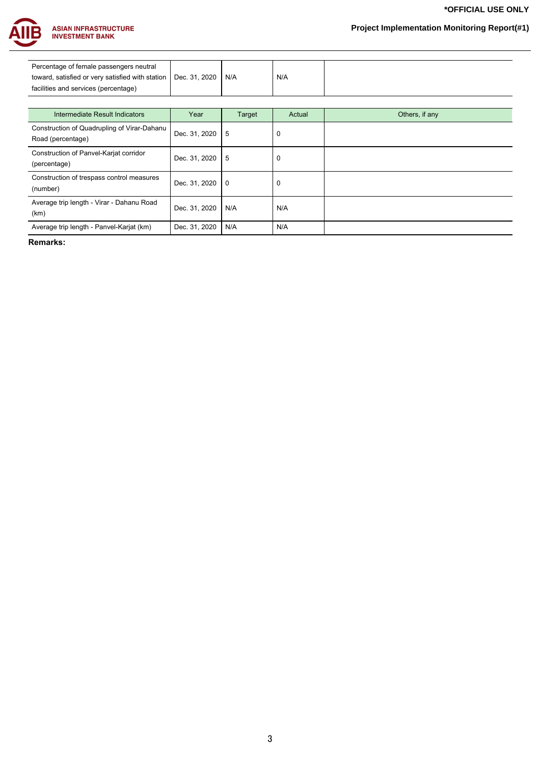| | | | | |
|---|---|---|---|---|
| Percentage of female passengers neutral toward, satisfied or very satisfied with station facilities and services (percentage) | Dec. 31, 2020 | N/A | N/A | |

| Intermediate Result Indicators | Year | Target | Actual | Others, if any |
|---|---|---|---|---|
| Construction of Quadrupling of Virar-Dahanu Road (percentage) | Dec. 31, 2020 | 5 | 0 | |
| Construction of Panvel-Karjat corridor (percentage) | Dec. 31, 2020 | 5 | 0 | |
| Construction of trespass control measures (number) | Dec. 31, 2020 | 0 | 0 | |
| Average trip length - Virar - Dahanu Road (km) | Dec. 31, 2020 | N/A | N/A | |
| Average trip length - Panvel-Karjat (km) | Dec. 31, 2020 | N/A | N/A | |

**Remarks:**